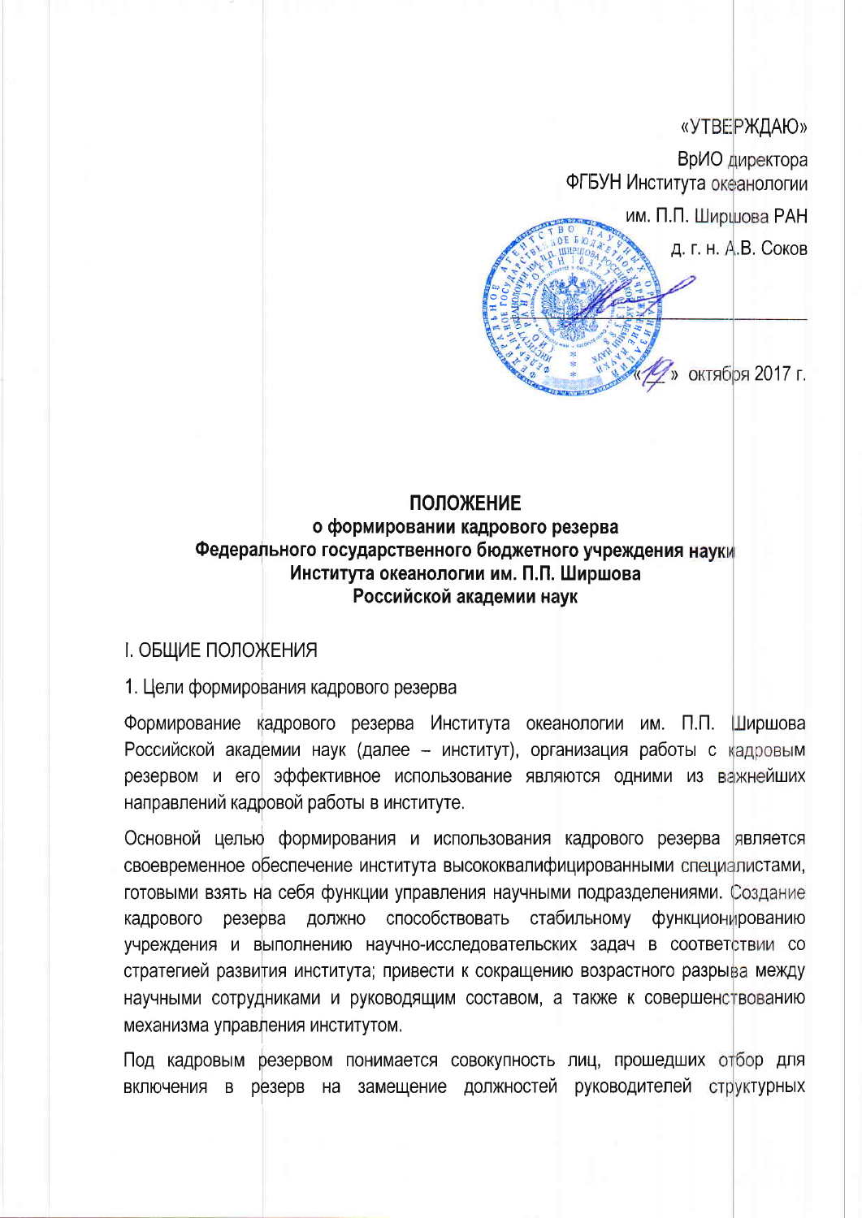«УТВЕРЖДАЮ»

ВрИО директора
ФГБУН Института океанологии
им. П.П. Ширшова РАН
д. г. н. А.В. Соков

«17» октября 2017 г.

**ПОЛОЖЕНИЕ**
**о формировании кадрового резерва**
**Федерального государственного бюджетного учреждения науки**
**Института океанологии им. П.П. Ширшова**
**Российской академии наук**

## I. ОБЩИЕ ПОЛОЖЕНИЯ

### 1. Цели формирования кадрового резерва

Формирование кадрового резерва Института океанологии им. П.П. Ширшова Российской академии наук (далее – институт), организация работы с кадровым резервом и его эффективное использование являются одними из важнейших направлений кадровой работы в институте.

Основной целью формирования и использования кадрового резерва является своевременное обеспечение института высококвалифицированными специалистами, готовыми взять на себя функции управления научными подразделениями. Создание кадрового резерва должно способствовать стабильному функционированию учреждения и выполнению научно-исследовательских задач в соответствии со стратегией развития института; привести к сокращению возрастного разрыва между научными сотрудниками и руководящим составом, а также к совершенствованию механизма управления институтом.

Под кадровым резервом понимается совокупность лиц, прошедших отбор для включения в резерв на замещение должностей руководителей структурных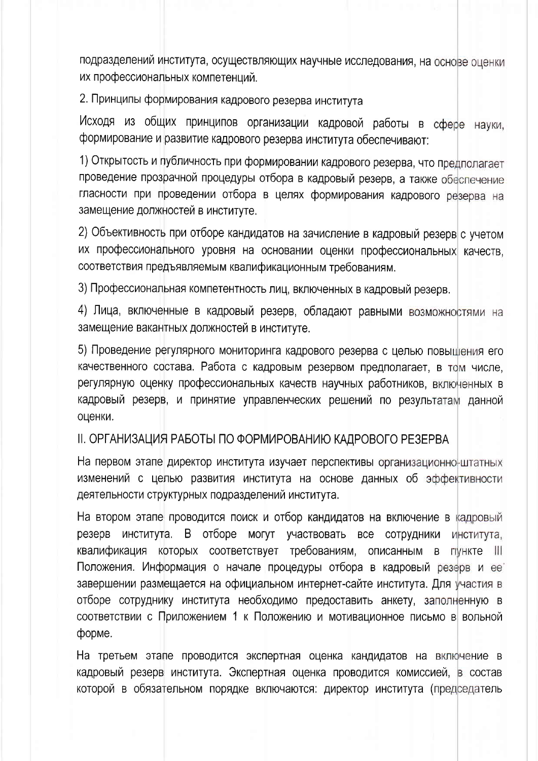подразделений института, осуществляющих научные исследования, на основе оценки их профессиональных компетенций.

2. Принципы формирования кадрового резерва института

Исходя из общих принципов организации кадровой работы в сфере науки, формирование и развитие кадрового резерва института обеспечивают:

1) Открытость и публичность при формировании кадрового резерва, что предполагает проведение прозрачной процедуры отбора в кадровый резерв, а также обеспечение гласности при проведении отбора в целях формирования кадрового резерва на замещение должностей в институте.

2) Объективность при отборе кандидатов на зачисление в кадровый резерв с учетом их профессионального уровня на основании оценки профессиональных качеств, соответствия предъявляемым квалификационным требованиям.

3) Профессиональная компетентность лиц, включенных в кадровый резерв.

4) Лица, включенные в кадровый резерв, обладают равными возможностями на замещение вакантных должностей в институте.

5) Проведение регулярного мониторинга кадрового резерва с целью повышения его качественного состава. Работа с кадровым резервом предполагает, в том числе, регулярную оценку профессиональных качеств научных работников, включенных в кадровый резерв, и принятие управленческих решений по результатам данной оценки.

## II. ОРГАНИЗАЦИЯ РАБОТЫ ПО ФОРМИРОВАНИЮ КАДРОВОГО РЕЗЕРВА

На первом этапе директор института изучает перспективы организационно-штатных изменений с целью развития института на основе данных об эффективности деятельности структурных подразделений института.

На втором этапе проводится поиск и отбор кандидатов на включение в кадровый резерв института. В отборе могут участвовать все сотрудники института, квалификация которых соответствует требованиям, описанным в пункте III Положения. Информация о начале процедуры отбора в кадровый резерв и ее завершении размещается на официальном интернет-сайте института. Для участия в отборе сотруднику института необходимо предоставить анкету, заполненную в соответствии с Приложением 1 к Положению и мотивационное письмо в вольной форме.

На третьем этапе проводится экспертная оценка кандидатов на включение в кадровый резерв института. Экспертная оценка проводится комиссией, в состав которой в обязательном порядке включаются: директор института (председатель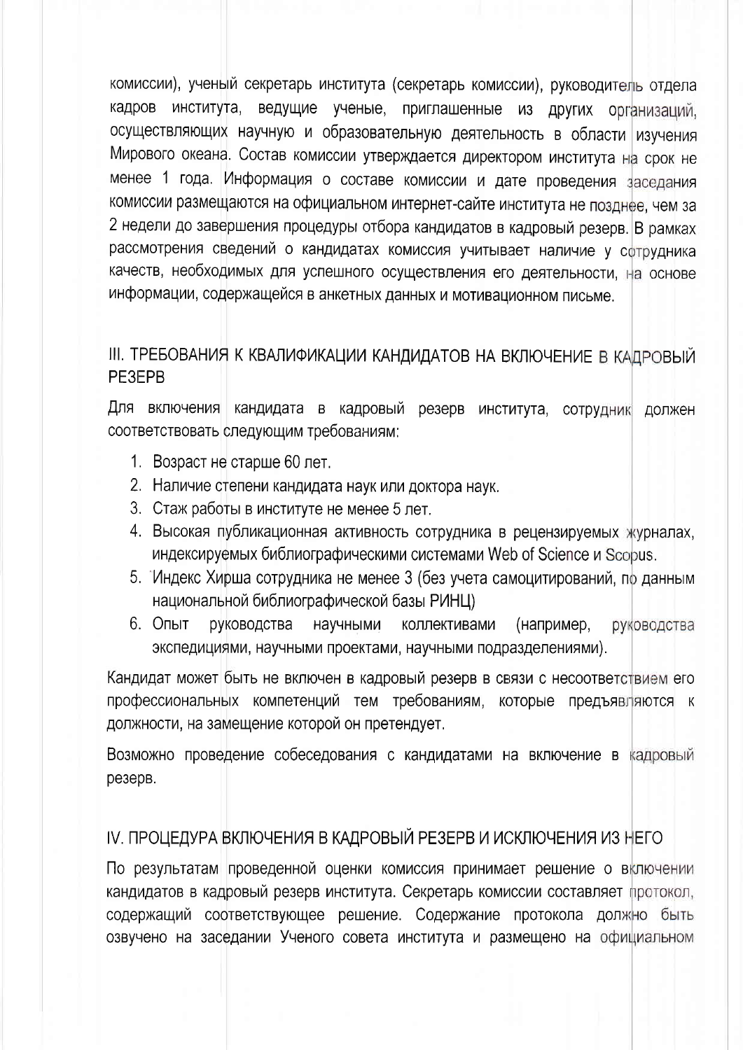комиссии), ученый секретарь института (секретарь комиссии), руководитель отдела кадров института, ведущие ученые, приглашенные из других организаций, осуществляющих научную и образовательную деятельность в области изучения Мирового океана. Состав комиссии утверждается директором института на срок не менее 1 года. Информация о составе комиссии и дате проведения заседания комиссии размещаются на официальном интернет-сайте института не позднее, чем за 2 недели до завершения процедуры отбора кандидатов в кадровый резерв. В рамках рассмотрения сведений о кандидатах комиссия учитывает наличие у сотрудника качеств, необходимых для успешного осуществления его деятельности, на основе информации, содержащейся в анкетных данных и мотивационном письме.

## III. ТРЕБОВАНИЯ К КВАЛИФИКАЦИИ КАНДИДАТОВ НА ВКЛЮЧЕНИЕ В КАДРОВЫЙ РЕЗЕРВ

Для включения кандидата в кадровый резерв института, сотрудник должен соответствовать следующим требованиям:

1. Возраст не старше 60 лет.
2. Наличие степени кандидата наук или доктора наук.
3. Стаж работы в институте не менее 5 лет.
4. Высокая публикационная активность сотрудника в рецензируемых журналах, индексируемых библиографическими системами Web of Science и Scopus.
5. Индекс Хирша сотрудника не менее 3 (без учета самоцитирований, по данным национальной библиографической базы РИНЦ)
6. Опыт руководства научными коллективами (например, руководства экспедициями, научными проектами, научными подразделениями).

Кандидат может быть не включен в кадровый резерв в связи с несоответствием его профессиональных компетенций тем требованиям, которые предъявляются к должности, на замещение которой он претендует.

Возможно проведение собеседования с кандидатами на включение в кадровый резерв.

## IV. ПРОЦЕДУРА ВКЛЮЧЕНИЯ В КАДРОВЫЙ РЕЗЕРВ И ИСКЛЮЧЕНИЯ ИЗ НЕГО

По результатам проведенной оценки комиссия принимает решение о включении кандидатов в кадровый резерв института. Секретарь комиссии составляет протокол, содержащий соответствующее решение. Содержание протокола должно быть озвучено на заседании Ученого совета института и размещено на официальном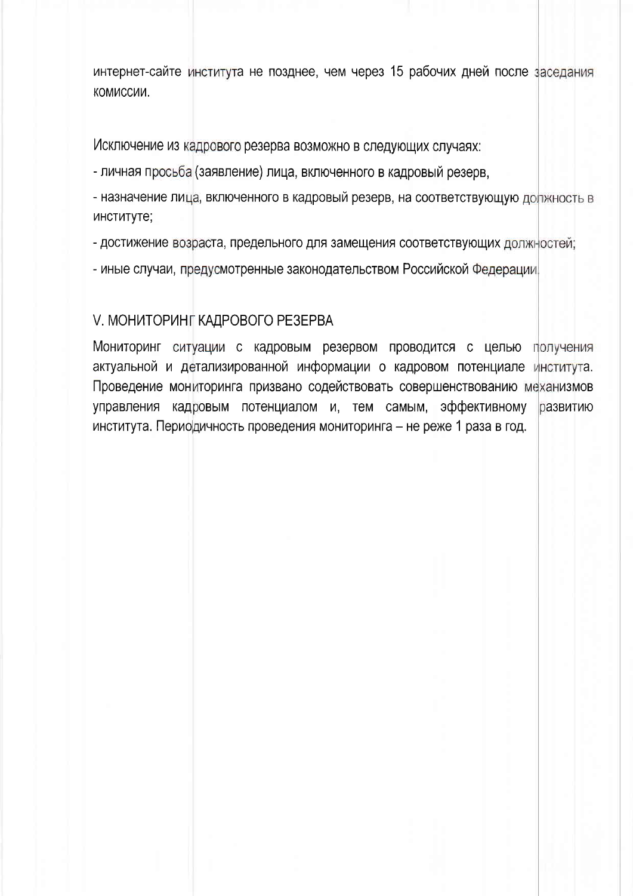интернет-сайте института не позднее, чем через 15 рабочих дней после заседания комиссии.

Исключение из кадрового резерва возможно в следующих случаях:

- личная просьба (заявление) лица, включенного в кадровый резерв,
- назначение лица, включенного в кадровый резерв, на соответствующую должность в институте;
- достижение возраста, предельного для замещения соответствующих должностей;
- иные случаи, предусмотренные законодательством Российской Федерации.

## V. МОНИТОРИНГ КАДРОВОГО РЕЗЕРВА

Мониторинг ситуации с кадровым резервом проводится с целью получения актуальной и детализированной информации о кадровом потенциале института. Проведение мониторинга призвано содействовать совершенствованию механизмов управления кадровым потенциалом и, тем самым, эффективному развитию института. Периодичность проведения мониторинга – не реже 1 раза в год.